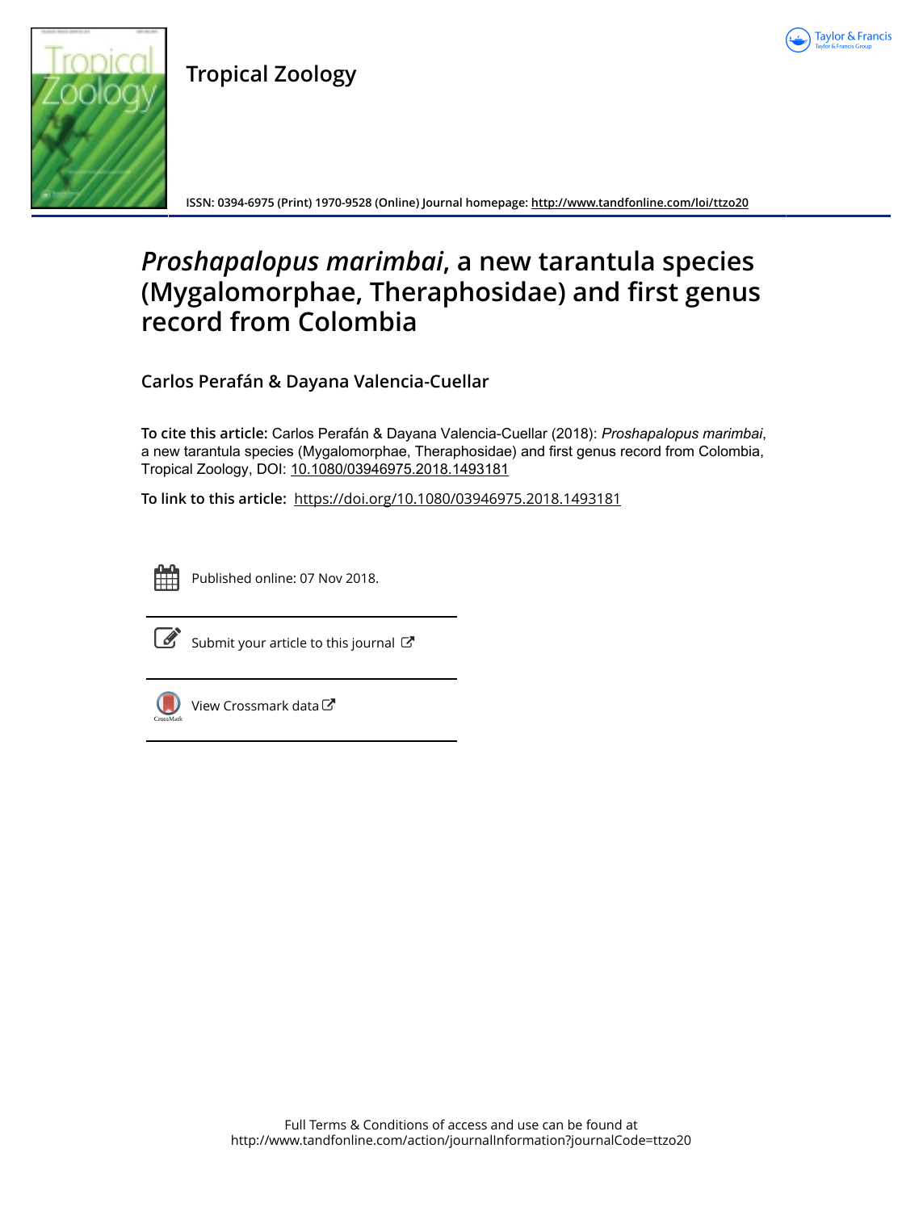Tropical Zoology

ISSN: 0394-6975 (Print) 1970-9528 (Online) Journal homepage: http://www.tandfonline.com/loi/ttzo20

# *Proshapalopus marimbai*, a new tarantula species (Mygalomorphae, Theraphosidae) and first genus record from Colombia

**Carlos Perafán & Dayana Valencia-Cuellar**

**To cite this article:** Carlos Perafán & Dayana Valencia-Cuellar (2018): *Proshapalopus marimbai*, a new tarantula species (Mygalomorphae, Theraphosidae) and first genus record from Colombia, Tropical Zoology, DOI: 10.1080/03946975.2018.1493181

**To link to this article:** https://doi.org/10.1080/03946975.2018.1493181

Published online: 07 Nov 2018.

Submit your article to this journal

View Crossmark data

Full Terms & Conditions of access and use can be found at
http://www.tandfonline.com/action/journalInformation?journalCode=ttzo20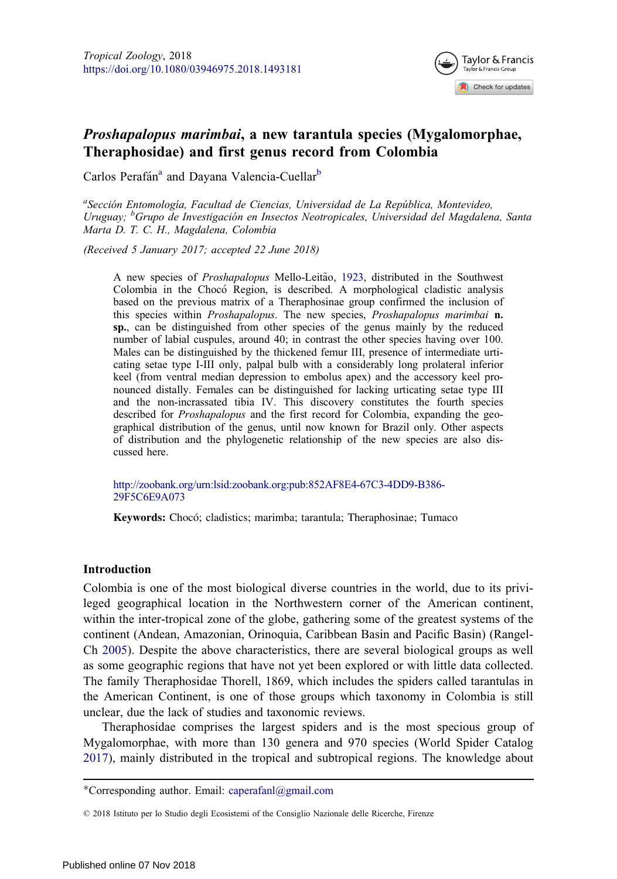*Tropical Zoology*, 2018
https://doi.org/10.1080/03946975.2018.1493181

# *Proshapalopus marimbai*, a new tarantula species (Mygalomorphae, Theraphosidae) and first genus record from Colombia

Carlos Perafán[a] and Dayana Valencia-Cuellar[b]

[a]*Sección Entomología, Facultad de Ciencias, Universidad de La República, Montevideo, Uruguay;* [b]*Grupo de Investigación en Insectos Neotropicales, Universidad del Magdalena, Santa Marta D. T. C. H., Magdalena, Colombia*

*(Received 5 January 2017; accepted 22 June 2018)*

A new species of *Proshapalopus* Mello-Leitão, 1923, distributed in the Southwest Colombia in the Chocó Region, is described. A morphological cladistic analysis based on the previous matrix of a Theraphosinae group confirmed the inclusion of this species within *Proshapalopus*. The new species, *Proshapalopus marimbai* **n. sp.**, can be distinguished from other species of the genus mainly by the reduced number of labial cuspules, around 40; in contrast the other species having over 100. Males can be distinguished by the thickened femur III, presence of intermediate urticating setae type I-III only, palpal bulb with a considerably long prolateral inferior keel (from ventral median depression to embolus apex) and the accessory keel pronounced distally. Females can be distinguished for lacking urticating setae type III and the non-incrassated tibia IV. This discovery constitutes the fourth species described for *Proshapalopus* and the first record for Colombia, expanding the geographical distribution of the genus, until now known for Brazil only. Other aspects of distribution and the phylogenetic relationship of the new species are also discussed here.

http://zoobank.org/urn:lsid:zoobank.org:pub:852AF8E4-67C3-4DD9-B386-29F5C6E9A073

**Keywords:** Chocó; cladistics; marimba; tarantula; Theraphosinae; Tumaco

## Introduction

Colombia is one of the most biological diverse countries in the world, due to its privileged geographical location in the Northwestern corner of the American continent, within the inter-tropical zone of the globe, gathering some of the greatest systems of the continent (Andean, Amazonian, Orinoquia, Caribbean Basin and Pacific Basin) (Rangel-Ch 2005). Despite the above characteristics, there are several biological groups as well as some geographic regions that have not yet been explored or with little data collected. The family Theraphosidae Thorell, 1869, which includes the spiders called tarantulas in the American Continent, is one of those groups which taxonomy in Colombia is still unclear, due the lack of studies and taxonomic reviews.

Theraphosidae comprises the largest spiders and is the most specious group of Mygalomorphae, with more than 130 genera and 970 species (World Spider Catalog 2017), mainly distributed in the tropical and subtropical regions. The knowledge about

*Corresponding author. Email: caperafanl@gmail.com

© 2018 Istituto per lo Studio degli Ecosistemi of the Consiglio Nazionale delle Ricerche, Firenze

Published online 07 Nov 2018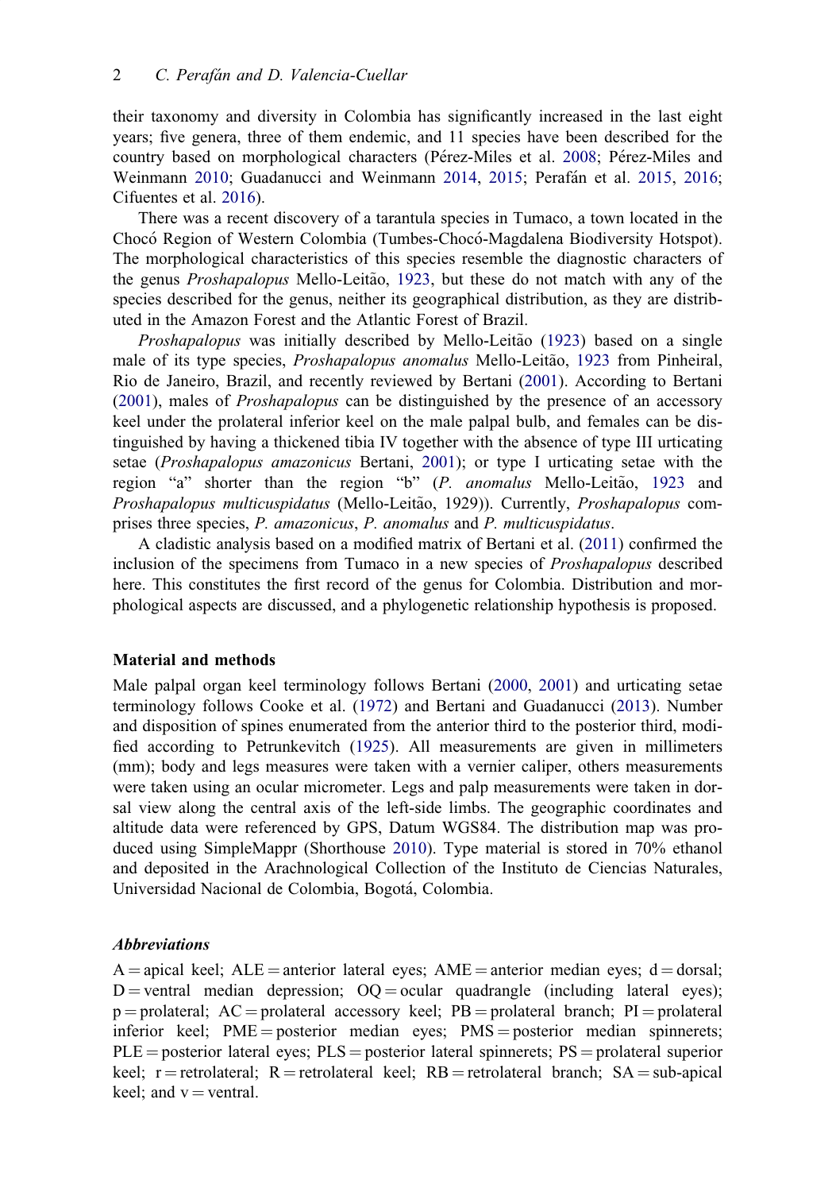their taxonomy and diversity in Colombia has significantly increased in the last eight years; five genera, three of them endemic, and 11 species have been described for the country based on morphological characters (Pérez-Miles et al. 2008; Pérez-Miles and Weinmann 2010; Guadanucci and Weinmann 2014, 2015; Perafán et al. 2015, 2016; Cifuentes et al. 2016).

There was a recent discovery of a tarantula species in Tumaco, a town located in the Chocó Region of Western Colombia (Tumbes-Chocó-Magdalena Biodiversity Hotspot). The morphological characteristics of this species resemble the diagnostic characters of the genus *Proshapalopus* Mello-Leitão, 1923, but these do not match with any of the species described for the genus, neither its geographical distribution, as they are distributed in the Amazon Forest and the Atlantic Forest of Brazil.

*Proshapalopus* was initially described by Mello-Leitão (1923) based on a single male of its type species, *Proshapalopus anomalus* Mello-Leitão, 1923 from Pinheiral, Rio de Janeiro, Brazil, and recently reviewed by Bertani (2001). According to Bertani (2001), males of *Proshapalopus* can be distinguished by the presence of an accessory keel under the prolateral inferior keel on the male palpal bulb, and females can be distinguished by having a thickened tibia IV together with the absence of type III urticating setae (*Proshapalopus amazonicus* Bertani, 2001); or type I urticating setae with the region "a" shorter than the region "b" (*P. anomalus* Mello-Leitão, 1923 and *Proshapalopus multicuspidatus* (Mello-Leitão, 1929)). Currently, *Proshapalopus* comprises three species, *P. amazonicus*, *P. anomalus* and *P. multicuspidatus*.

A cladistic analysis based on a modified matrix of Bertani et al. (2011) confirmed the inclusion of the specimens from Tumaco in a new species of *Proshapalopus* described here. This constitutes the first record of the genus for Colombia. Distribution and morphological aspects are discussed, and a phylogenetic relationship hypothesis is proposed.

## Material and methods

Male palpal organ keel terminology follows Bertani (2000, 2001) and urticating setae terminology follows Cooke et al. (1972) and Bertani and Guadanucci (2013). Number and disposition of spines enumerated from the anterior third to the posterior third, modified according to Petrunkevitch (1925). All measurements are given in millimeters (mm); body and legs measures were taken with a vernier caliper, others measurements were taken using an ocular micrometer. Legs and palp measurements were taken in dorsal view along the central axis of the left-side limbs. The geographic coordinates and altitude data were referenced by GPS, Datum WGS84. The distribution map was produced using SimpleMappr (Shorthouse 2010). Type material is stored in 70% ethanol and deposited in the Arachnological Collection of the Instituto de Ciencias Naturales, Universidad Nacional de Colombia, Bogotá, Colombia.

### *Abbreviations*

A = apical keel; ALE = anterior lateral eyes; AME = anterior median eyes; d = dorsal; D = ventral median depression; OQ = ocular quadrangle (including lateral eyes); p = prolateral; AC = prolateral accessory keel; PB = prolateral branch; PI = prolateral inferior keel; PME = posterior median eyes; PMS = posterior median spinnerets; PLE = posterior lateral eyes; PLS = posterior lateral spinnerets; PS = prolateral superior keel; r = retrolateral; R = retrolateral keel; RB = retrolateral branch; SA = sub-apical keel; and v = ventral.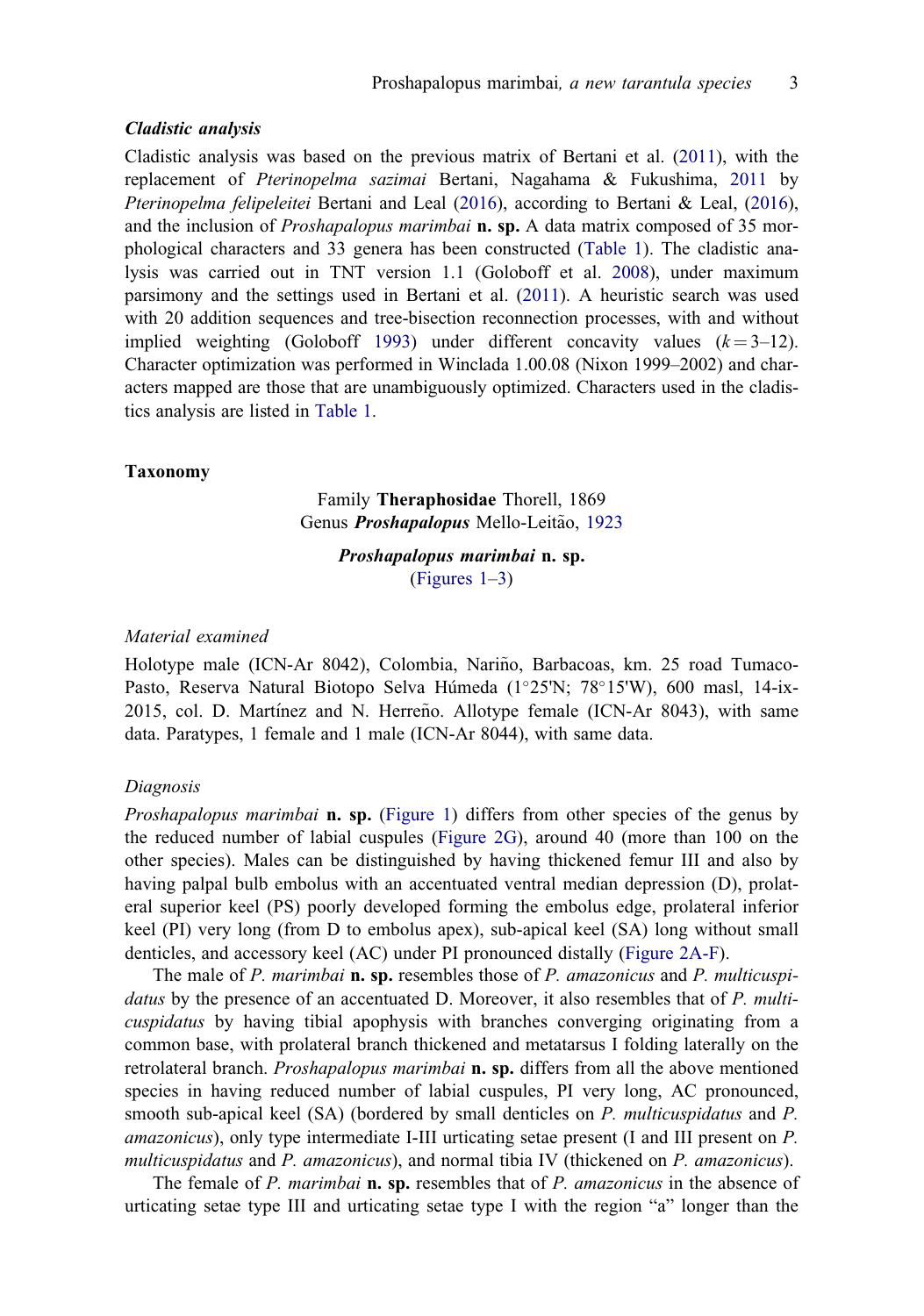### *Cladistic analysis*

Cladistic analysis was based on the previous matrix of Bertani et al. (2011), with the replacement of *Pterinopelma sazimai* Bertani, Nagahama & Fukushima, 2011 by *Pterinopelma felipeleitei* Bertani and Leal (2016), according to Bertani & Leal, (2016), and the inclusion of *Proshapalopus marimbai* **n. sp.** A data matrix composed of 35 morphological characters and 33 genera has been constructed (Table 1). The cladistic analysis was carried out in TNT version 1.1 (Goloboff et al. 2008), under maximum parsimony and the settings used in Bertani et al. (2011). A heuristic search was used with 20 addition sequences and tree-bisection reconnection processes, with and without implied weighting (Goloboff 1993) under different concavity values ($k = 3$–12). Character optimization was performed in Winclada 1.00.08 (Nixon 1999–2002) and characters mapped are those that are unambiguously optimized. Characters used in the cladistics analysis are listed in Table 1.

## Taxonomy

Family **Theraphosidae** Thorell, 1869
Genus ***Proshapalopus*** Mello-Leitão, 1923

***Proshapalopus marimbai*** **n. sp.**
(Figures 1–3)

### *Material examined*

Holotype male (ICN-Ar 8042), Colombia, Nariño, Barbacoas, km. 25 road Tumaco-Pasto, Reserva Natural Biotopo Selva Húmeda (1°25'N; 78°15'W), 600 masl, 14-ix-2015, col. D. Martínez and N. Herreño. Allotype female (ICN-Ar 8043), with same data. Paratypes, 1 female and 1 male (ICN-Ar 8044), with same data.

### *Diagnosis*

*Proshapalopus marimbai* **n. sp.** (Figure 1) differs from other species of the genus by the reduced number of labial cuspules (Figure 2G), around 40 (more than 100 on the other species). Males can be distinguished by having thickened femur III and also by having palpal bulb embolus with an accentuated ventral median depression (D), prolateral superior keel (PS) poorly developed forming the embolus edge, prolateral inferior keel (PI) very long (from D to embolus apex), sub-apical keel (SA) long without small denticles, and accessory keel (AC) under PI pronounced distally (Figure 2A-F).

The male of *P. marimbai* **n. sp.** resembles those of *P. amazonicus* and *P. multicuspidatus* by the presence of an accentuated D. Moreover, it also resembles that of *P. multicuspidatus* by having tibial apophysis with branches converging originating from a common base, with prolateral branch thickened and metatarsus I folding laterally on the retrolateral branch. *Proshapalopus marimbai* **n. sp.** differs from all the above mentioned species in having reduced number of labial cuspules, PI very long, AC pronounced, smooth sub-apical keel (SA) (bordered by small denticles on *P. multicuspidatus* and *P. amazonicus*), only type intermediate I-III urticating setae present (I and III present on *P. multicuspidatus* and *P. amazonicus*), and normal tibia IV (thickened on *P. amazonicus*).

The female of *P. marimbai* **n. sp.** resembles that of *P. amazonicus* in the absence of urticating setae type III and urticating setae type I with the region "a" longer than the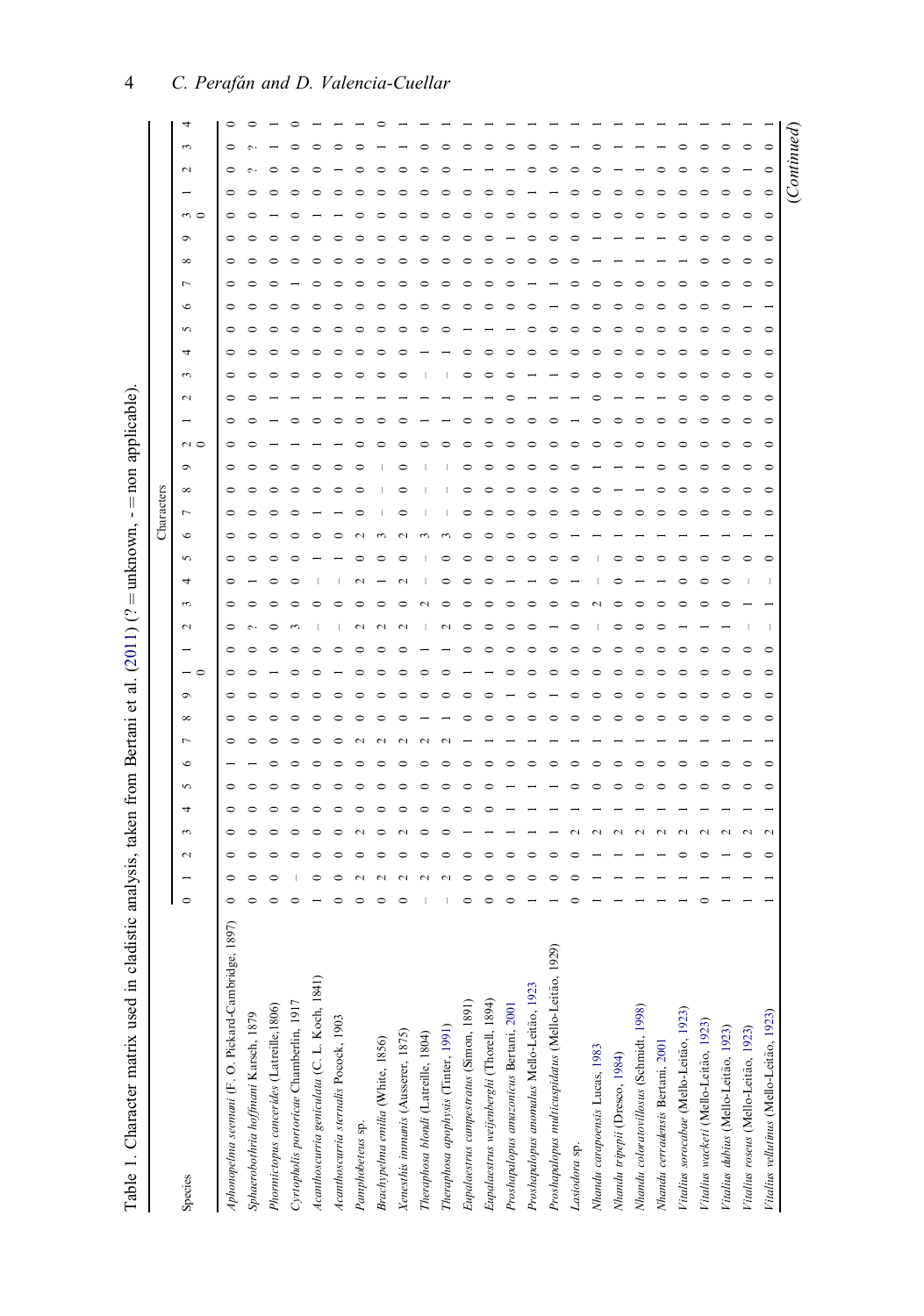Table 1. Character matrix used in cladistic analysis, taken from Bertani et al. (2011) (? = unknown, - = non applicable).

| Species | 0 | 1 | 2 | 3 | 4 | 5 | 6 | 7 | 8 | 9 | 10 | 1 | 2 | 3 | 4 | 5 | 6 | 7 | 8 | 9 | 20 | 1 | 2 | 3 | 4 | 5 | 6 | 7 | 8 | 9 | 30 | 1 | 2 | 3 | 4 |
|---|---|---|---|---|---|---|---|---|---|---|---|---|---|---|---|---|---|---|---|---|---|---|---|---|---|---|---|---|---|---|---|---|---|---|---|
| *Aphonopelma seemani* (F. O. Pickard-Cambridge, 1897) | 0 | 0 | 0 | 0 | 0 | 0 | 0 | 1 | 0 | 0 | 0 | 0 | 0 | 0 | 0 | 0 | 0 | 0 | 0 | 0 | 0 | 0 | 0 | 0 | 0 | 0 | 0 | 0 | 0 | 0 | 0 | 0 | 0 | 0 | 0 |
| *Sphaerobothria hoffmani* Karsch, 1879 | 0 | 0 | 0 | 0 | 0 | 0 | 1 | 0 | 0 | 0 | 0 | 0 | ? | 0 | 1 | 0 | 0 | 0 | 0 | 0 | 0 | 0 | 0 | 0 | 0 | 0 | 0 | 0 | 0 | 0 | 0 | 0 | ? | ? | 0 |
| *Phormictopus cancerides* (Latreille, 1806) | 0 | 0 | 0 | 0 | 0 | 0 | 0 | 0 | 0 | 0 | 1 | 0 | 0 | 0 | 0 | 0 | 0 | 0 | 0 | 1 | 1 | 1 | 0 | 0 | 0 | 0 | 0 | 0 | 0 | 0 | 1 | 0 | 0 | 1 | 1 |
| *Cyrtopholis portoricae* Chamberlin, 1917 | 0 | - | 0 | 0 | 0 | 0 | 0 | 0 | 0 | 0 | 0 | 0 | 3 | 0 | 0 | 0 | 0 | 0 | 0 | 1 | 0 | 1 | 0 | 0 | 0 | 0 | 0 | 1 | 0 | 0 | 0 | 0 | 0 | 0 | 0 |
| *Acanthoscurria geniculata* (C. L. Koch, 1841) | 1 | 0 | 0 | 0 | 0 | 0 | 0 | 0 | 0 | 0 | 0 | 0 | - | 0 | - | 1 | 0 | 0 | 0 | 1 | 0 | 1 | 0 | 0 | 0 | 0 | 0 | 0 | 0 | 0 | 1 | 0 | 0 | 0 | 1 |
| *Acanthoscurria sternalis* Pocock, 1903 | 0 | 0 | 0 | 0 | 0 | 0 | 0 | 0 | 0 | 0 | 1 | 0 | - | 0 | - | 1 | 0 | 1 | 0 | 1 | 0 | 1 | 0 | 0 | 0 | 0 | 0 | 0 | 0 | 0 | 1 | 0 | 1 | 0 | 1 |
| *Pamphobeteus* sp. | 0 | 2 | 0 | 2 | 0 | 0 | 0 | 2 | 0 | 0 | 0 | 0 | 2 | 0 | 2 | 0 | 2 | 0 | 0 | 0 | 0 | 1 | 0 | 0 | 0 | 0 | 0 | 0 | 0 | 0 | 0 | 0 | 0 | 0 | 1 |
| *Brachypelma emilia* (White, 1856) | 0 | 2 | 0 | 0 | 0 | 0 | 0 | 2 | 0 | 0 | 0 | 0 | 2 | 0 | 1 | 0 | 3 | - | - | - | 0 | 1 | 0 | 0 | 0 | 0 | 0 | 0 | 0 | 0 | 0 | 0 | 0 | 1 | 0 |
| *Xenesthis immanis* (Ausserer, 1875) | 0 | 2 | 0 | 2 | 0 | 0 | 0 | 2 | 0 | 0 | 0 | 0 | 2 | 0 | 2 | 0 | 2 | 0 | 0 | 0 | 0 | 1 | 0 | 0 | 0 | 0 | 0 | 0 | 0 | 0 | 0 | 0 | 0 | 1 | 1 |
| *Theraphosa blondi* (Latreille, 1804) | - | 2 | 0 | 0 | 0 | 0 | 0 | 2 | 1 | 0 | 0 | 1 | - | 2 | - | - | 3 | - | - | - | 0 | 1 | - | 0 | 1 | 0 | 0 | 0 | 0 | 0 | 0 | 0 | 0 | 0 | 1 |
| *Theraphosa apophysis* (Tinter, 1991) | - | 2 | 0 | 0 | 0 | 0 | 0 | 2 | 1 | 0 | 0 | 1 | 2 | 0 | 0 | 0 | 3 | - | - | - | 1 | 1 | - | 0 | 1 | 0 | 0 | 0 | 0 | 0 | 0 | 0 | 0 | 0 | 1 |
| *Eupalaestrus campestratus* (Simon, 1891) | 0 | 0 | 0 | 1 | 0 | 0 | 0 | 1 | 0 | 0 | 0 | 0 | 0 | 0 | 0 | 0 | 0 | 0 | 0 | 0 | 0 | 1 | 0 | 0 | 0 | 1 | 0 | 0 | 0 | 0 | 0 | 0 | 1 | 0 | 1 |
| *Eupalaestrus weijenberghi* (Thorell, 1894) | 0 | 0 | 0 | 1 | 0 | 0 | 0 | 0 | 0 | 0 | 0 | 0 | 0 | 0 | 0 | 0 | 0 | 0 | 0 | 0 | 0 | 1 | 0 | 0 | 0 | 0 | 0 | 0 | 0 | 0 | 0 | 0 | 1 | 0 | 1 |
| *Proshapalopus amazonicus* Bertani, 2001 | 0 | 0 | 0 | 1 | 1 | 0 | 0 | 0 | 0 | 1 | 0 | 0 | 0 | 0 | 1 | 0 | 0 | 0 | 0 | 0 | 0 | 0 | 0 | 0 | 0 | 1 | 0 | 0 | 0 | 1 | 0 | 0 | 0 | 0 | 1 |
| *Proshapalopus anomalus* Mello-Leitão, 1923 | 1 | 0 | 0 | 1 | 1 | 0 | 0 | 1 | 0 | 0 | 0 | 0 | 0 | 0 | 1 | 1 | 0 | 0 | 0 | 0 | 0 | 1 | 1 | 0 | 0 | 0 | 0 | 1 | 0 | 0 | 0 | 1 | 0 | 0 | 1 |
| *Proshapalopus multicuspidatus* (Mello-Leitão, 1929) | 1 | 0 | 0 | 1 | 1 | 0 | 0 | 1 | 0 | 1 | 0 | 0 | 1 | 0 | 0 | 0 | 0 | 0 | 0 | 0 | 0 | 1 | 1 | 0 | 0 | 0 | 1 | 1 | 0 | 0 | 0 | 1 | 0 | 0 | 1 |
| *Lasiodora* sp. | 0 | 0 | 0 | 2 | 1 | 0 | 0 | 1 | 0 | 0 | 0 | 0 | 0 | 0 | 1 | 0 | 1 | 0 | 0 | 1 | 1 | 1 | 0 | 0 | 0 | 0 | 0 | 0 | 0 | 0 | 0 | 0 | 0 | 1 | 1 |
| *Nhandu carapoensis* Lucas, 1983 | 1 | 1 | 1 | 2 | 1 | 0 | 0 | 1 | 0 | 0 | 0 | 0 | - | 2 | - | - | 1 | 0 | 1 | 0 | 0 | 0 | 0 | 0 | 0 | 0 | 0 | 0 | 1 | 1 | 0 | 0 | 0 | 0 | 1 |
| *Nhandu tripepii* (Dresco, 1984) | 1 | 1 | 1 | 2 | 1 | 0 | 0 | 1 | 0 | 0 | 0 | 0 | 0 | 0 | 0 | 0 | 1 | 0 | 1 | 1 | 0 | 1 | 0 | 0 | 0 | 0 | 0 | 0 | 1 | 1 | 0 | 0 | 1 | 1 | 1 |
| *Nhandu coloratovillosus* (Schmidt, 1998) | 1 | 1 | 1 | 2 | 1 | 0 | 0 | 1 | 0 | 0 | 0 | 0 | 0 | 0 | 1 | 0 | 1 | 0 | 1 | 1 | 0 | 0 | 0 | 0 | 0 | 0 | 0 | 0 | 1 | 1 | 0 | 0 | 0 | 1 | 1 |
| *Nhandu cerradensis* Bertani, 2001 | 1 | 1 | 1 | 2 | 1 | 0 | 0 | 1 | 0 | 0 | 0 | 0 | 0 | 0 | 0 | 0 | 0 | 0 | 0 | 0 | 0 | 1 | 0 | 0 | 0 | 0 | 0 | 0 | 1 | 1 | 0 | 0 | 0 | 1 | 1 |
| *Vitalius sorocabae* (Mello-Leitão, 1923) | 1 | 1 | 0 | 2 | 1 | 0 | 0 | 1 | 0 | 0 | 0 | 1 | 0 | 0 | 0 | 0 | 1 | 0 | 0 | 0 | 0 | 0 | 0 | 0 | 0 | 0 | 0 | 0 | 1 | 0 | 0 | 0 | 0 | 0 | 1 |
| *Vitalius wacketi* (Mello-Leitão, 1923) | 0 | 1 | 0 | 2 | 1 | 0 | 0 | 1 | 0 | 0 | 0 | 1 | 1 | 0 | 0 | 0 | 1 | 0 | 0 | 0 | 0 | 0 | 0 | 0 | 0 | 0 | 0 | 0 | 0 | 0 | 0 | 0 | 0 | 0 | 1 |
| *Vitalius dubius* (Mello-Leitão, 1923) | 1 | 1 | 1 | 2 | 1 | 0 | 0 | 1 | 0 | 0 | 0 | 1 | 1 | 0 | 0 | 0 | 1 | 0 | 0 | 0 | 0 | 0 | 0 | 0 | 0 | 0 | 0 | 0 | 0 | 0 | 0 | 0 | 0 | 0 | 1 |
| *Vitalius roseus* (Mello-Leitão, 1923) | 1 | 1 | 0 | 2 | 1 | 0 | 0 | 1 | 0 | 0 | 0 | 0 | - | 1 | - | 0 | 1 | 0 | 0 | 0 | 0 | 0 | 0 | 0 | 0 | 0 | 1 | 0 | 0 | 0 | 0 | 0 | 1 | 0 | 1 |
| *Vitalius vellutinus* (Mello-Leitão, 1923) | 1 | 1 | 0 | 2 | 1 | 0 | 0 | 1 | 0 | 0 | 0 | 0 | - | 1 | - | 0 | 1 | 0 | 0 | 0 | 0 | 0 | 0 | 0 | 0 | 0 | 1 | 0 | 0 | 0 | 0 | 0 | 0 | 1 | 1 |

(Continued)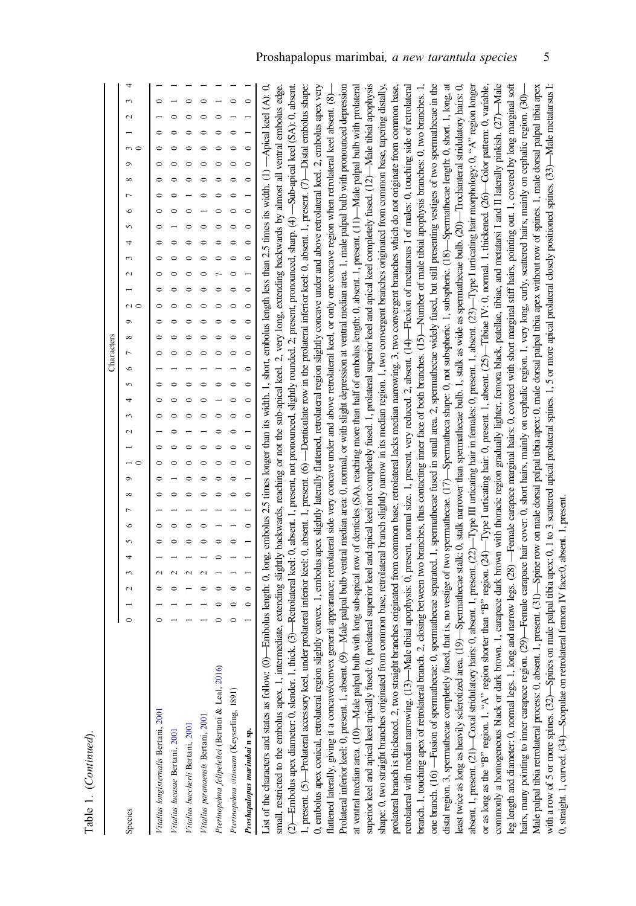Table 1. (*Continued*).

| Species | Characters | | | | | | | | | | | | | | | | | | | | | | | | | | | | | | | | | | |
|---|---|---|---|---|---|---|---|---|---|---|---|---|---|---|---|---|---|---|---|---|---|---|---|---|---|---|---|---|---|---|---|---|---|---|---|
| | 0 | 1 | 2 | 3 | 4 | 5 | 6 | 7 | 8 | 9 | 10 | 1 | 2 | 3 | 4 | 5 | 6 | 7 | 8 | 9 | 20 | 1 | 2 | 3 | 4 | 5 | 6 | 7 | 8 | 9 | 30 | 1 | 2 | 3 | 4 |
| *Vitalius longisternalis* Bertani, 2001 | 0 | 1 | 0 | 2 | 1 | 0 | 0 | 1 | 0 | 0 | 0 | 0 | 1 | 0 | 0 | 0 | 1 | 0 | 0 | 0 | 0 | 0 | 0 | 0 | 0 | 0 | 0 | 0 | 0 | 0 | 0 | 0 | 1 | 0 | |
| *Vitalius lucasae* Bertani, 2001 | 1 | 1 | 0 | 2 | 1 | 0 | 0 | 1 | 0 | 1 | 0 | 0 | 0 | 0 | 0 | 0 | 1 | 0 | 0 | 0 | 0 | 0 | 0 | 0 | 0 | 1 | 0 | 0 | 0 | 0 | 0 | 0 | 0 | 1 | 1 |
| *Vitalius buecherli* Bertani, 2001 | 1 | 1 | 1 | 2 | 1 | 0 | 0 | 1 | 0 | 0 | 0 | 0 | 1 | 0 | 0 | 0 | 1 | 0 | 0 | 0 | 0 | 0 | 0 | 0 | 0 | 0 | 0 | 1 | 0 | 0 | 0 | 0 | 0 | 0 | 1 |
| *Vitalius paranaensis* Bertani, 2001 | 1 | 1 | 0 | 2 | 1 | 0 | 0 | 1 | 0 | 0 | 0 | 0 | 1 | 0 | 0 | 0 | 1 | 0 | 0 | 0 | 0 | 0 | 0 | 0 | 0 | 0 | 0 | 0 | 0 | 0 | 0 | 0 | 0 | 0 | 1 |
| *Pterinopelma felipeleitei* (Bertani & Leal, 2016) | 0 | 0 | 0 | 1 | 0 | 0 | 1 | 1 | 0 | 0 | 0 | 0 | 0 | 0 | 1 | 0 | 0 | 0 | 0 | 0 | 0 | 0 | ? | 0 | 0 | 0 | 1 | 0 | 0 | 0 | 0 | 0 | 0 | 0 | 1 |
| *Pterinopelma vitiosum* (Keyserling, 1891) | 0 | 0 | 0 | 1 | 0 | 0 | 1 | 1 | 0 | 0 | 0 | 0 | 0 | 0 | 0 | 0 | 1 | 0 | 0 | 0 | 0 | 0 | 0 | 0 | 0 | 0 | 0 | 0 | 0 | 0 | 0 | 0 | 1 | 0 | 1 |
| ***Proshapalopus marimbai* n sp.** | 1 | 0 | 0 | 1 | 1 | 1 | 0 | 1 | 0 | 1 | 0 | 0 | 1 | 0 | 0 | 0 | 0 | 0 | 0 | 0 | 0 | 0 | 1 | 0 | 0 | 0 | 0 | 1 | 0 | 0 | 0 | 0 | 1 | 0 | 1 |

List of the characters and states as follow: (0)—Embolus length: 0, long, embolus 2.5 times longer than its width. 1, short, embolus length less than 2.5 times its width. (1) —Apical keel (A): 0, small, restricted to the embolus apex. 1, intermediate, extending slightly backwards, reaching or not the sub-apical keel. 2, very long, extending backwards by almost all ventral embolus edge. (2)—Embolus apex diameter: 0, slender. 1, thick. (3)—Retrolateral keel: 0, absent. 1, present, not pronounced, slightly rounded. 2, present, pronounced, sharp. (4) —Sub-apical keel (SA): 0, absent. 1, present. (5)—Prolateral accessory keel, under prolateral inferior keel: 0, absent. 1, present. (6) —Denticulate row in the prolateral inferior keel: 0, absent. 1, present. (7)—Distal embolus shape: 0, embolus apex conical, retrolateral region slightly convex. 1, embolus apex slightly laterally flattened, retrolateral region slightly concave under and above retrolateral keel. 2, embolus apex very flattened laterally, giving it a concave/convex general appearance; retrolateral side very concave under and above retrolateral keel, or only one concave region when retrolateral keel absent. (8)—Prolateral inferior keel: 0, present. 1, absent. (9)—Male palpal bulb ventral median area: 0, normal, or with slight depression at ventral median area. 1, male palpal bulb with pronounced depression at ventral median area. (10)—Male palpal bulb with long sub-apical row of denticles (SA), reaching more than half of embolus length: 0, absent. 1, present. (11)—Male palpal bulb with prolateral superior keel and apical keel apically fused: 0, prolateral superior keel and apical keel not completely fused. 1, prolateral superior keel and apical keel completely fused. (12)—Male tibial apophysis shape: 0, two straight branches originated from common base, retrolateral branch slightly narrow in its median region. 1, two convergent branches originated from common base, tapering distally, prolateral branch is thickened. 2, two straight branches originated from common base, retrolateral lacks median narrowing. 3, two convergent branches which do not originate from common base, retrolateral with median narrowing. (13)—Male tibial apophysis: 0, present, normal size. 1, present, very reduced. 2, absent. (14)—Flexion of metatarsus I of males: 0, touching side of retrolateral branch. 1, touching apex of retrolateral branch. 2, closing between two branches, thus contacting inner face of both branches. (15)—Number of male tibial apophysis branches: 0, two branches. 1, one branch. (16) —Fusion of spermathecae: 0, spermathecae separated. 1, spermathecae fused in small area. 2, spermathecae widely fused, but still presenting vestiges of two spermathecae in the distal region. 3, spermathecae completely fused, that is, no vestige of two spermathecae. (17)—Spermatheca shape: 0, not subspheric. 1, subspheric. (18)—Spermathecae length: 0, short. 1, long, at least twice as long as heavily sclerotized area. (19)—Spermathecae stalk: 0, stalk narrower than spermathecae bulb. 1, stalk as wide as spermathecae bulb. (20)—Trochanteral stridulatory hairs: 0, absent. 1, present. (21)—Coxal stridulatory hairs: 0, absent. 1, present. (22)—Type III urticating hair in females: 0, present. 1, absent. (23)—Type I urticating hair morphology: 0, "A" region longer or as long as the "B" region. 1, "A" region shorter than "B" region. (24)—Type I urticating hair: 0, present. 1, absent. (25)—Tibiae IV: 0, normal. 1, thickened. (26)—Color pattern: 0, variable, commonly a homogeneous black or dark brown. 1, carapace dark brown with thoracic region gradually lighter, femora black, patellae, tibiae, and metatarsi I and II laterally pinkish. (27)—Male leg length and diameter: 0, normal legs. 1, long and narrow legs. (28) —Female carapace marginal hairs: 0, covered with short marginal stiff hairs, pointing out. 1, covered by long marginal soft hairs, many pointing to inner carapace region. (29)—Female carapace hair cover: 0, short hairs, mainly on cephalic region. 1, very long, curly, scattered hairs, mainly on cephalic region. (30)—Male palpal tibia retrolateral process: 0, absent. 1, present. (31)—Spine row on male dorsal palpal tibia apex: 0, male dorsal palpal tibia apex without row of spines. 1, male dorsal palpal tibia apex with a row of 5 or more spines. (32)—Spines on male palpal tibia apex: 0, 1 to 3 scattered apical prolateral spines. 1, 5 or more apical prolateral closely positioned spines. (33)—Male metatarsus I: 0, straight. 1, curved. (34)—Scopulae on retrolateral femora IV face:0, absent. 1, present.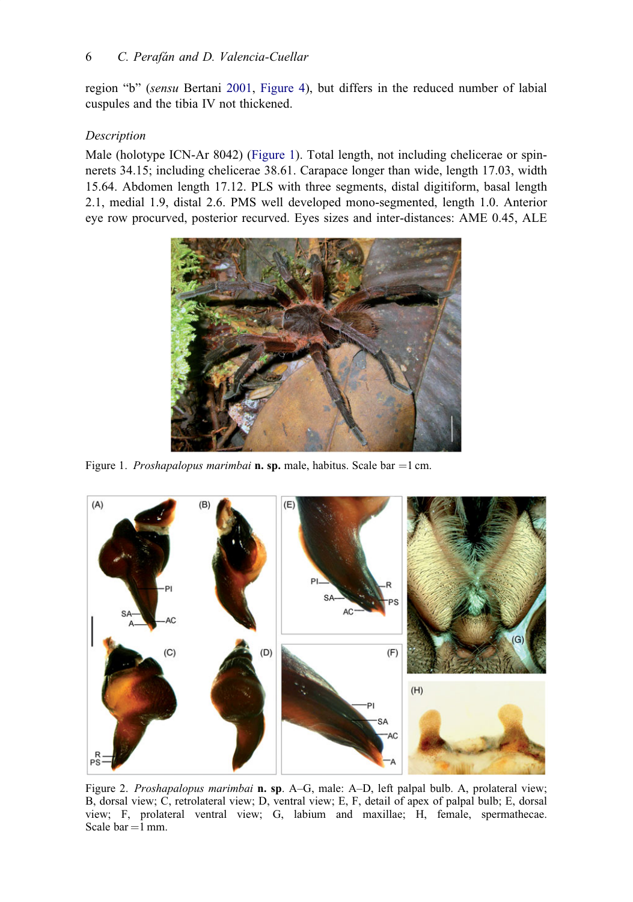region "b" (*sensu* Bertani 2001, Figure 4), but differs in the reduced number of labial cuspules and the tibia IV not thickened.

*Description*

Male (holotype ICN-Ar 8042) (Figure 1). Total length, not including chelicerae or spinnerets 34.15; including chelicerae 38.61. Carapace longer than wide, length 17.03, width 15.64. Abdomen length 17.12. PLS with three segments, distal digitiform, basal length 2.1, medial 1.9, distal 2.6. PMS well developed mono-segmented, length 1.0. Anterior eye row procurved, posterior recurved. Eyes sizes and inter-distances: AME 0.45, ALE

Figure 1. *Proshapalopus marimbai* **n. sp.** male, habitus. Scale bar = 1 cm.

Figure 2. *Proshapalopus marimbai* **n. sp**. A–G, male: A–D, left palpal bulb. A, prolateral view; B, dorsal view; C, retrolateral view; D, ventral view; E, F, detail of apex of palpal bulb; E, dorsal view; F, prolateral ventral view; G, labium and maxillae; H, female, spermathecae. Scale bar = 1 mm.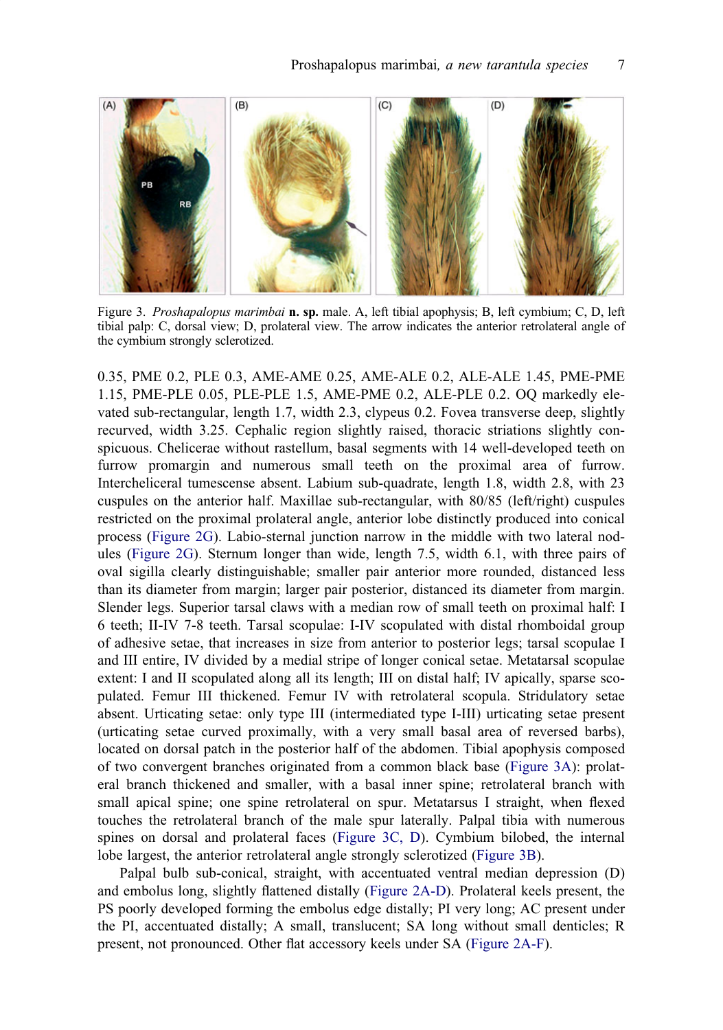Figure 3. *Proshapalopus marimbai* **n. sp.** male. A, left tibial apophysis; B, left cymbium; C, D, left tibial palp: C, dorsal view; D, prolateral view. The arrow indicates the anterior retrolateral angle of the cymbium strongly sclerotized.

0.35, PME 0.2, PLE 0.3, AME-AME 0.25, AME-ALE 0.2, ALE-ALE 1.45, PME-PME 1.15, PME-PLE 0.05, PLE-PLE 1.5, AME-PME 0.2, ALE-PLE 0.2. OQ markedly elevated sub-rectangular, length 1.7, width 2.3, clypeus 0.2. Fovea transverse deep, slightly recurved, width 3.25. Cephalic region slightly raised, thoracic striations slightly conspicuous. Chelicerae without rastellum, basal segments with 14 well-developed teeth on furrow promargin and numerous small teeth on the proximal area of furrow. Intercheliceral tumescense absent. Labium sub-quadrate, length 1.8, width 2.8, with 23 cuspules on the anterior half. Maxillae sub-rectangular, with 80/85 (left/right) cuspules restricted on the proximal prolateral angle, anterior lobe distinctly produced into conical process (Figure 2G). Labio-sternal junction narrow in the middle with two lateral nodules (Figure 2G). Sternum longer than wide, length 7.5, width 6.1, with three pairs of oval sigilla clearly distinguishable; smaller pair anterior more rounded, distanced less than its diameter from margin; larger pair posterior, distanced its diameter from margin. Slender legs. Superior tarsal claws with a median row of small teeth on proximal half: I 6 teeth; II-IV 7-8 teeth. Tarsal scopulae: I-IV scopulated with distal rhomboidal group of adhesive setae, that increases in size from anterior to posterior legs; tarsal scopulae I and III entire, IV divided by a medial stripe of longer conical setae. Metatarsal scopulae extent: I and II scopulated along all its length; III on distal half; IV apically, sparse scopulated. Femur III thickened. Femur IV with retrolateral scopula. Stridulatory setae absent. Urticating setae: only type III (intermediated type I-III) urticating setae present (urticating setae curved proximally, with a very small basal area of reversed barbs), located on dorsal patch in the posterior half of the abdomen. Tibial apophysis composed of two convergent branches originated from a common black base (Figure 3A): prolateral branch thickened and smaller, with a basal inner spine; retrolateral branch with small apical spine; one spine retrolateral on spur. Metatarsus I straight, when flexed touches the retrolateral branch of the male spur laterally. Palpal tibia with numerous spines on dorsal and prolateral faces (Figure 3C, D). Cymbium bilobed, the internal lobe largest, the anterior retrolateral angle strongly sclerotized (Figure 3B).

Palpal bulb sub-conical, straight, with accentuated ventral median depression (D) and embolus long, slightly flattened distally (Figure 2A-D). Prolateral keels present, the PS poorly developed forming the embolus edge distally; PI very long; AC present under the PI, accentuated distally; A small, translucent; SA long without small denticles; R present, not pronounced. Other flat accessory keels under SA (Figure 2A-F).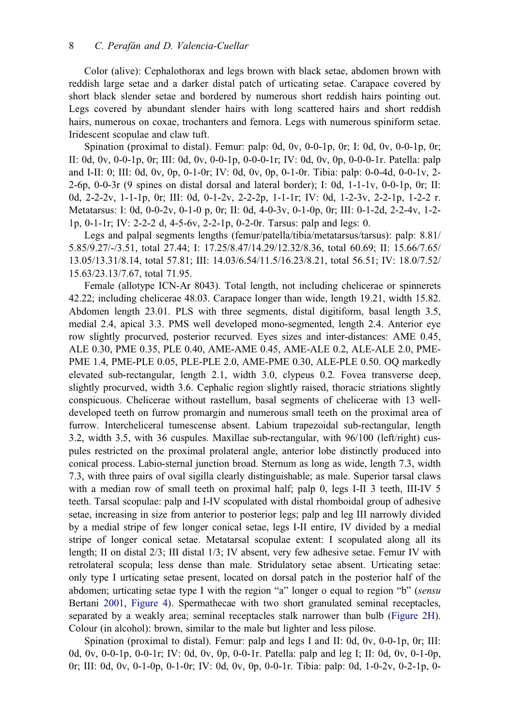Color (alive): Cephalothorax and legs brown with black setae, abdomen brown with reddish large setae and a darker distal patch of urticating setae. Carapace covered by short black slender setae and bordered by numerous short reddish hairs pointing out. Legs covered by abundant slender hairs with long scattered hairs and short reddish hairs, numerous on coxae, trochanters and femora. Legs with numerous spiniform setae. Iridescent scopulae and claw tuft.

Spination (proximal to distal). Femur: palp: 0d, 0v, 0-0-1p, 0r; I: 0d, 0v, 0-0-1p, 0r; II: 0d, 0v, 0-0-1p, 0r; III: 0d, 0v, 0-0-1p, 0-0-0-1r; IV: 0d, 0v, 0p, 0-0-0-1r. Patella: palp and I-II: 0; III: 0d, 0v, 0p, 0-1-0r; IV: 0d, 0v, 0p, 0-1-0r. Tibia: palp: 0-0-4d, 0-0-1v, 2-2-6p, 0-0-3r (9 spines on distal dorsal and lateral border); I: 0d, 1-1-1v, 0-0-1p, 0r; II: 0d, 2-2-2v, 1-1-1p, 0r; III: 0d, 0-1-2v, 2-2-2p, 1-1-1r; IV: 0d, 1-2-3v, 2-2-1p, 1-2-2 r. Metatarsus: I: 0d, 0-0-2v, 0-1-0 p, 0r; II: 0d, 4-0-3v, 0-1-0p, 0r; III: 0-1-2d, 2-2-4v, 1-2-1p, 0-1-1r; IV: 2-2-2 d, 4-5-6v, 2-2-1p, 0-2-0r. Tarsus: palp and legs: 0.

Legs and palpal segments lengths (femur/patella/tibia/metatarsus/tarsus): palp: 8.81/5.85/9.27/-/3.51, total 27.44; I: 17.25/8.47/14.29/12.32/8.36, total 60.69; II: 15.66/7.65/13.05/13.31/8.14, total 57.81; III: 14.03/6.54/11.5/16.23/8.21, total 56.51; IV: 18.0/7.52/15.63/23.13/7.67, total 71.95.

Female (allotype ICN-Ar 8043). Total length, not including chelicerae or spinnerets 42.22; including chelicerae 48.03. Carapace longer than wide, length 19.21, width 15.82. Abdomen length 23.01. PLS with three segments, distal digitiform, basal length 3.5, medial 2.4, apical 3.3. PMS well developed mono-segmented, length 2.4. Anterior eye row slightly procurved, posterior recurved. Eyes sizes and inter-distances: AME 0.45, ALE 0.30, PME 0.35, PLE 0.40, AME-AME 0.45, AME-ALE 0.2, ALE-ALE 2.0, PME-PME 1.4, PME-PLE 0.05, PLE-PLE 2.0, AME-PME 0.30, ALE-PLE 0.50. OQ markedly elevated sub-rectangular, length 2.1, width 3.0, clypeus 0.2. Fovea transverse deep, slightly procurved, width 3.6. Cephalic region slightly raised, thoracic striations slightly conspicuous. Chelicerae without rastellum, basal segments of chelicerae with 13 well-developed teeth on furrow promargin and numerous small teeth on the proximal area of furrow. Intercheliceral tumescense absent. Labium trapezoidal sub-rectangular, length 3.2, width 3.5, with 36 cuspules. Maxillae sub-rectangular, with 96/100 (left/right) cuspules restricted on the proximal prolateral angle, anterior lobe distinctly produced into conical process. Labio-sternal junction broad. Sternum as long as wide, length 7.3, width 7.3, with three pairs of oval sigilla clearly distinguishable; as male. Superior tarsal claws with a median row of small teeth on proximal half; palp 0, legs I-II 3 teeth, III-IV 5 teeth. Tarsal scopulae: palp and I-IV scopulated with distal rhomboidal group of adhesive setae, increasing in size from anterior to posterior legs; palp and leg III narrowly divided by a medial stripe of few longer conical setae, legs I-II entire, IV divided by a medial stripe of longer conical setae. Metatarsal scopulae extent: I scopulated along all its length; II on distal 2/3; III distal 1/3; IV absent, very few adhesive setae. Femur IV with retrolateral scopula; less dense than male. Stridulatory setae absent. Urticating setae: only type I urticating setae present, located on dorsal patch in the posterior half of the abdomen; urticating setae type I with the region "a" longer o equal to region "b" (*sensu* Bertani 2001, Figure 4). Spermathecae with two short granulated seminal receptacles, separated by a weakly area; seminal receptacles stalk narrower than bulb (Figure 2H). Colour (in alcohol): brown, similar to the male but lighter and less pilose.

Spination (proximal to distal). Femur: palp and legs I and II: 0d, 0v, 0-0-1p, 0r; III: 0d, 0v, 0-0-1p, 0-0-1r; IV: 0d, 0v, 0p, 0-0-1r. Patella: palp and leg I; II: 0d, 0v, 0-1-0p, 0r; III: 0d, 0v, 0-1-0p, 0-1-0r; IV: 0d, 0v, 0p, 0-0-1r. Tibia: palp: 0d, 1-0-2v, 0-2-1p, 0-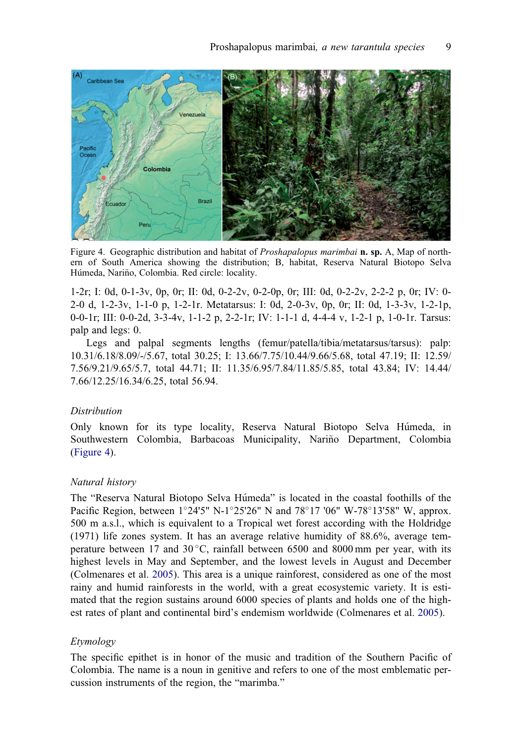Figure 4. Geographic distribution and habitat of *Proshapalopus marimbai* **n. sp.** A, Map of northern of South America showing the distribution; B, habitat, Reserva Natural Biotopo Selva Húmeda, Nariño, Colombia. Red circle: locality.

1-2r; I: 0d, 0-1-3v, 0p, 0r; II: 0d, 0-2-2v, 0-2-0p, 0r; III: 0d, 0-2-2v, 2-2-2 p, 0r; IV: 0-2-0 d, 1-2-3v, 1-1-0 p, 1-2-1r. Metatarsus: I: 0d, 2-0-3v, 0p, 0r; II: 0d, 1-3-3v, 1-2-1p, 0-0-1r; III: 0-0-2d, 3-3-4v, 1-1-2 p, 2-2-1r; IV: 1-1-1 d, 4-4-4 v, 1-2-1 p, 1-0-1r. Tarsus: palp and legs: 0.

Legs and palpal segments lengths (femur/patella/tibia/metatarsus/tarsus): palp: 10.31/6.18/8.09/-/5.67, total 30.25; I: 13.66/7.75/10.44/9.66/5.68, total 47.19; II: 12.59/7.56/9.21/9.65/5.7, total 44.71; II: 11.35/6.95/7.84/11.85/5.85, total 43.84; IV: 14.44/7.66/12.25/16.34/6.25, total 56.94.

### *Distribution*

Only known for its type locality, Reserva Natural Biotopo Selva Húmeda, in Southwestern Colombia, Barbacoas Municipality, Nariño Department, Colombia (Figure 4).

### *Natural history*

The "Reserva Natural Biotopo Selva Húmeda" is located in the coastal foothills of the Pacific Region, between 1°24'5" N-1°25'26" N and 78°17 '06" W-78°13'58" W, approx. 500 m a.s.l., which is equivalent to a Tropical wet forest according with the Holdridge (1971) life zones system. It has an average relative humidity of 88.6%, average temperature between 17 and 30 °C, rainfall between 6500 and 8000 mm per year, with its highest levels in May and September, and the lowest levels in August and December (Colmenares et al. 2005). This area is a unique rainforest, considered as one of the most rainy and humid rainforests in the world, with a great ecosystemic variety. It is estimated that the region sustains around 6000 species of plants and holds one of the highest rates of plant and continental bird's endemism worldwide (Colmenares et al. 2005).

### *Etymology*

The specific epithet is in honor of the music and tradition of the Southern Pacific of Colombia. The name is a noun in genitive and refers to one of the most emblematic percussion instruments of the region, the "marimba."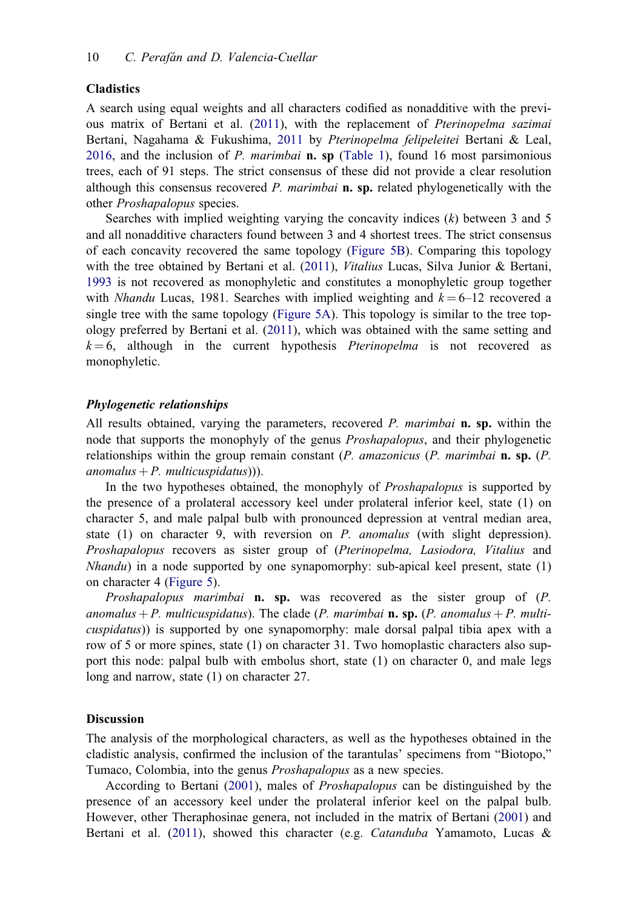### Cladistics

A search using equal weights and all characters codified as nonadditive with the previous matrix of Bertani et al. (2011), with the replacement of *Pterinopelma sazimai* Bertani, Nagahama & Fukushima, 2011 by *Pterinopelma felipeleitei* Bertani & Leal, 2016, and the inclusion of *P. marimbai* **n. sp** (Table 1), found 16 most parsimonious trees, each of 91 steps. The strict consensus of these did not provide a clear resolution although this consensus recovered *P. marimbai* **n. sp.** related phylogenetically with the other *Proshapalopus* species.

Searches with implied weighting varying the concavity indices ($k$) between 3 and 5 and all nonadditive characters found between 3 and 4 shortest trees. The strict consensus of each concavity recovered the same topology (Figure 5B). Comparing this topology with the tree obtained by Bertani et al. (2011), *Vitalius* Lucas, Silva Junior & Bertani, 1993 is not recovered as monophyletic and constitutes a monophyletic group together with *Nhandu* Lucas, 1981. Searches with implied weighting and $k = 6$–$12$ recovered a single tree with the same topology (Figure 5A). This topology is similar to the tree topology preferred by Bertani et al. (2011), which was obtained with the same setting and $k = 6$, although in the current hypothesis *Pterinopelma* is not recovered as monophyletic.

#### *Phylogenetic relationships*

All results obtained, varying the parameters, recovered *P. marimbai* **n. sp.** within the node that supports the monophyly of the genus *Proshapalopus*, and their phylogenetic relationships within the group remain constant (*P. amazonicus* (*P. marimbai* **n. sp.** (*P. anomalus* + *P. multicuspidatus*))).

In the two hypotheses obtained, the monophyly of *Proshapalopus* is supported by the presence of a prolateral accessory keel under prolateral inferior keel, state (1) on character 5, and male palpal bulb with pronounced depression at ventral median area, state (1) on character 9, with reversion on *P. anomalus* (with slight depression). *Proshapalopus* recovers as sister group of (*Pterinopelma, Lasiodora, Vitalius* and *Nhandu*) in a node supported by one synapomorphy: sub-apical keel present, state (1) on character 4 (Figure 5).

*Proshapalopus marimbai* **n. sp.** was recovered as the sister group of (*P. anomalus* + *P. multicuspidatus*). The clade (*P. marimbai* **n. sp.** (*P. anomalus* + *P. multicuspidatus*)) is supported by one synapomorphy: male dorsal palpal tibia apex with a row of 5 or more spines, state (1) on character 31. Two homoplastic characters also support this node: palpal bulb with embolus short, state (1) on character 0, and male legs long and narrow, state (1) on character 27.

### Discussion

The analysis of the morphological characters, as well as the hypotheses obtained in the cladistic analysis, confirmed the inclusion of the tarantulas' specimens from "Biotopo," Tumaco, Colombia, into the genus *Proshapalopus* as a new species.

According to Bertani (2001), males of *Proshapalopus* can be distinguished by the presence of an accessory keel under the prolateral inferior keel on the palpal bulb. However, other Theraphosinae genera, not included in the matrix of Bertani (2001) and Bertani et al. (2011), showed this character (e.g. *Catanduba* Yamamoto, Lucas &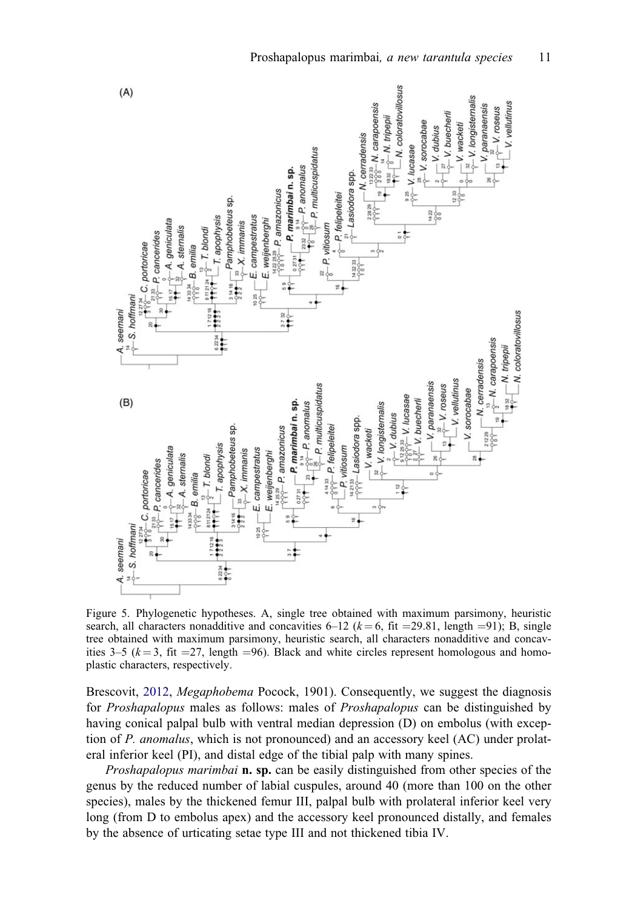Figure 5. Phylogenetic hypotheses. A, single tree obtained with maximum parsimony, heuristic search, all characters nonadditive and concavities 6–12 ($k = 6$, fit $= 29.81$, length $= 91$); B, single tree obtained with maximum parsimony, heuristic search, all characters nonadditive and concavities 3–5 ($k = 3$, fit $= 27$, length $= 96$). Black and white circles represent homologous and homoplastic characters, respectively.

Brescovit, 2012, *Megaphobema* Pocock, 1901). Consequently, we suggest the diagnosis for *Proshapalopus* males as follows: males of *Proshapalopus* can be distinguished by having conical palpal bulb with ventral median depression (D) on embolus (with exception of *P. anomalus*, which is not pronounced) and an accessory keel (AC) under prolateral inferior keel (PI), and distal edge of the tibial palp with many spines.

*Proshapalopus marimbai* **n. sp.** can be easily distinguished from other species of the genus by the reduced number of labial cuspules, around 40 (more than 100 on the other species), males by the thickened femur III, palpal bulb with prolateral inferior keel very long (from D to embolus apex) and the accessory keel pronounced distally, and females by the absence of urticating setae type III and not thickened tibia IV.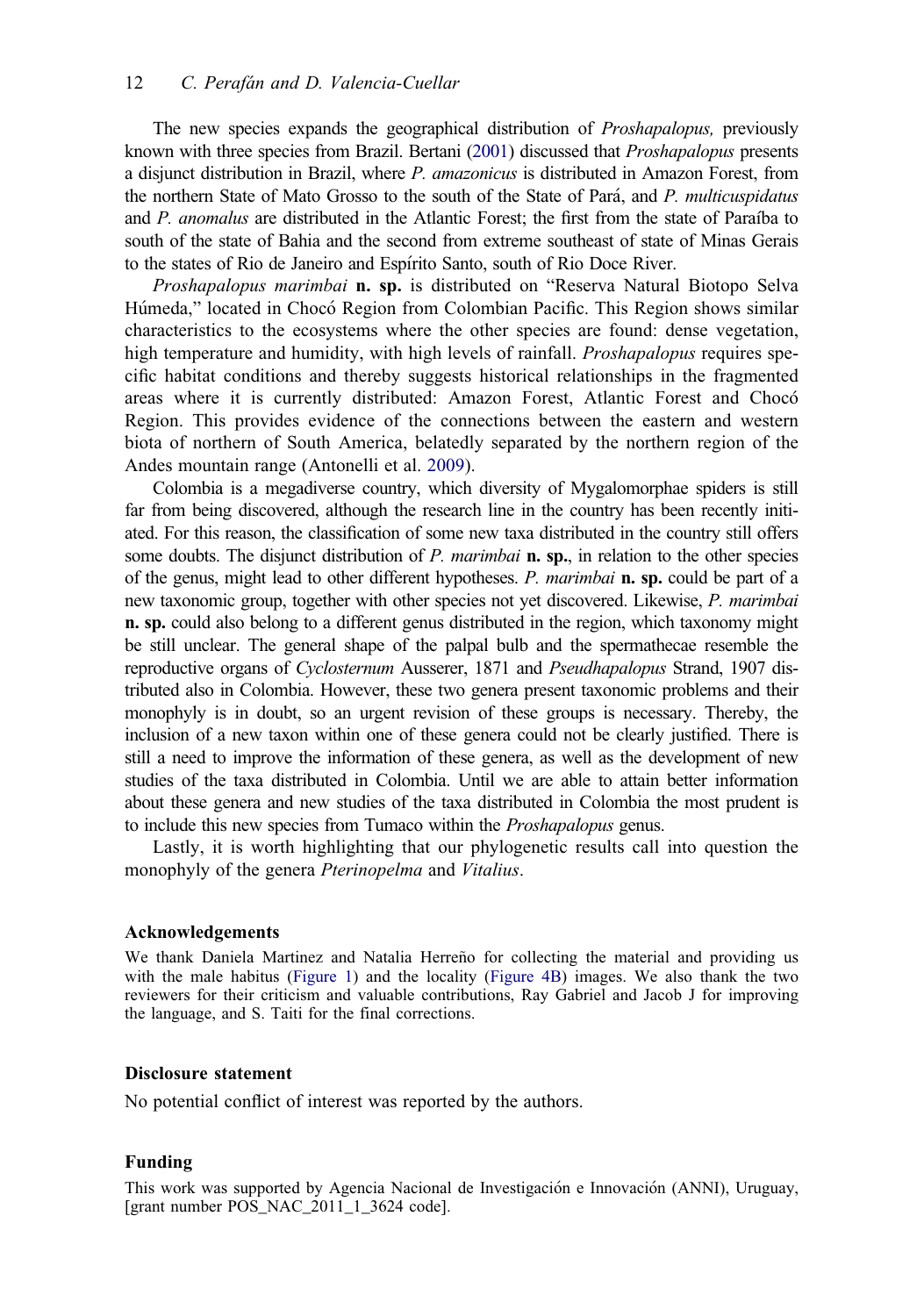The new species expands the geographical distribution of *Proshapalopus,* previously known with three species from Brazil. Bertani (2001) discussed that *Proshapalopus* presents a disjunct distribution in Brazil, where *P. amazonicus* is distributed in Amazon Forest, from the northern State of Mato Grosso to the south of the State of Pará, and *P. multicuspidatus* and *P. anomalus* are distributed in the Atlantic Forest; the first from the state of Paraíba to south of the state of Bahia and the second from extreme southeast of state of Minas Gerais to the states of Rio de Janeiro and Espírito Santo, south of Rio Doce River.

*Proshapalopus marimbai* **n. sp.** is distributed on "Reserva Natural Biotopo Selva Húmeda," located in Chocó Region from Colombian Pacific. This Region shows similar characteristics to the ecosystems where the other species are found: dense vegetation, high temperature and humidity, with high levels of rainfall. *Proshapalopus* requires specific habitat conditions and thereby suggests historical relationships in the fragmented areas where it is currently distributed: Amazon Forest, Atlantic Forest and Chocó Region. This provides evidence of the connections between the eastern and western biota of northern of South America, belatedly separated by the northern region of the Andes mountain range (Antonelli et al. 2009).

Colombia is a megadiverse country, which diversity of Mygalomorphae spiders is still far from being discovered, although the research line in the country has been recently initiated. For this reason, the classification of some new taxa distributed in the country still offers some doubts. The disjunct distribution of *P. marimbai* **n. sp.**, in relation to the other species of the genus, might lead to other different hypotheses. *P. marimbai* **n. sp.** could be part of a new taxonomic group, together with other species not yet discovered. Likewise, *P. marimbai* **n. sp.** could also belong to a different genus distributed in the region, which taxonomy might be still unclear. The general shape of the palpal bulb and the spermathecae resemble the reproductive organs of *Cyclosternum* Ausserer, 1871 and *Pseudhapalopus* Strand, 1907 distributed also in Colombia. However, these two genera present taxonomic problems and their monophyly is in doubt, so an urgent revision of these groups is necessary. Thereby, the inclusion of a new taxon within one of these genera could not be clearly justified. There is still a need to improve the information of these genera, as well as the development of new studies of the taxa distributed in Colombia. Until we are able to attain better information about these genera and new studies of the taxa distributed in Colombia the most prudent is to include this new species from Tumaco within the *Proshapalopus* genus.

Lastly, it is worth highlighting that our phylogenetic results call into question the monophyly of the genera *Pterinopelma* and *Vitalius*.

## Acknowledgements

We thank Daniela Martinez and Natalia Herreño for collecting the material and providing us with the male habitus (Figure 1) and the locality (Figure 4B) images. We also thank the two reviewers for their criticism and valuable contributions, Ray Gabriel and Jacob J for improving the language, and S. Taiti for the final corrections.

## Disclosure statement

No potential conflict of interest was reported by the authors.

## Funding

This work was supported by Agencia Nacional de Investigación e Innovación (ANNI), Uruguay, [grant number POS_NAC_2011_1_3624 code].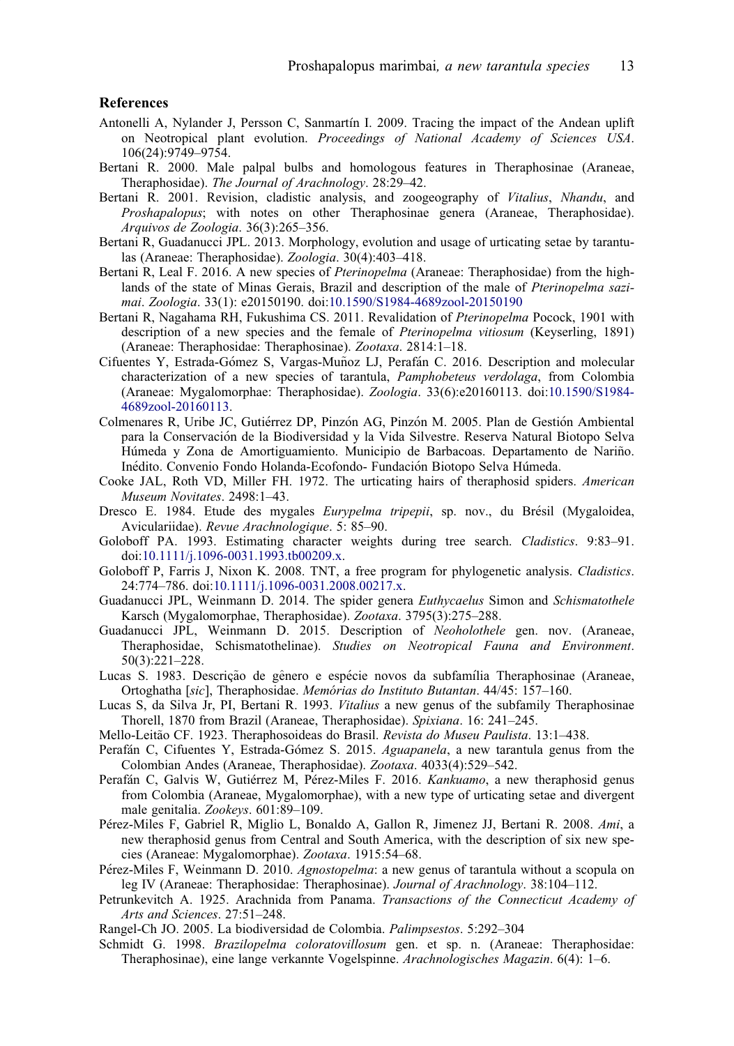## References

Antonelli A, Nylander J, Persson C, Sanmartín I. 2009. Tracing the impact of the Andean uplift on Neotropical plant evolution. *Proceedings of National Academy of Sciences USA*. 106(24):9749–9754.

Bertani R. 2000. Male palpal bulbs and homologous features in Theraphosinae (Araneae, Theraphosidae). *The Journal of Arachnology*. 28:29–42.

Bertani R. 2001. Revision, cladistic analysis, and zoogeography of *Vitalius*, *Nhandu*, and *Proshapalopus*; with notes on other Theraphosinae genera (Araneae, Theraphosidae). *Arquivos de Zoologia*. 36(3):265–356.

Bertani R, Guadanucci JPL. 2013. Morphology, evolution and usage of urticating setae by tarantulas (Araneae: Theraphosidae). *Zoologia*. 30(4):403–418.

Bertani R, Leal F. 2016. A new species of *Pterinopelma* (Araneae: Theraphosidae) from the highlands of the state of Minas Gerais, Brazil and description of the male of *Pterinopelma sazimai*. *Zoologia*. 33(1): e20150190. doi:10.1590/S1984-4689zool-20150190

Bertani R, Nagahama RH, Fukushima CS. 2011. Revalidation of *Pterinopelma* Pocock, 1901 with description of a new species and the female of *Pterinopelma vitiosum* (Keyserling, 1891) (Araneae: Theraphosidae: Theraphosinae). *Zootaxa*. 2814:1–18.

Cifuentes Y, Estrada-Gómez S, Vargas-Muñoz LJ, Perafán C. 2016. Description and molecular characterization of a new species of tarantula, *Pamphobeteus verdolaga*, from Colombia (Araneae: Mygalomorphae: Theraphosidae). *Zoologia*. 33(6):e20160113. doi:10.1590/S1984-4689zool-20160113.

Colmenares R, Uribe JC, Gutiérrez DP, Pinzón AG, Pinzón M. 2005. Plan de Gestión Ambiental para la Conservación de la Biodiversidad y la Vida Silvestre. Reserva Natural Biotopo Selva Húmeda y Zona de Amortiguamiento. Municipio de Barbacoas. Departamento de Nariño. Inédito. Convenio Fondo Holanda-Ecofondo- Fundación Biotopo Selva Húmeda.

Cooke JAL, Roth VD, Miller FH. 1972. The urticating hairs of theraphosid spiders. *American Museum Novitates*. 2498:1–43.

Dresco E. 1984. Etude des mygales *Eurypelma tripepii*, sp. nov., du Brésil (Mygaloidea, Aviculariidae). *Revue Arachnologique*. 5: 85–90.

Goloboff PA. 1993. Estimating character weights during tree search. *Cladistics*. 9:83–91. doi:10.1111/j.1096-0031.1993.tb00209.x.

Goloboff P, Farris J, Nixon K. 2008. TNT, a free program for phylogenetic analysis. *Cladistics*. 24:774–786. doi:10.1111/j.1096-0031.2008.00217.x.

Guadanucci JPL, Weinmann D. 2014. The spider genera *Euthycaelus* Simon and *Schismatothele* Karsch (Mygalomorphae, Theraphosidae). *Zootaxa*. 3795(3):275–288.

Guadanucci JPL, Weinmann D. 2015. Description of *Neoholothele* gen. nov. (Araneae, Theraphosidae, Schismatothelinae). *Studies on Neotropical Fauna and Environment*. 50(3):221–228.

Lucas S. 1983. Descrição de gênero e espécie novos da subfamília Theraphosinae (Araneae, Ortoghatha [*sic*], Theraphosidae. *Memórias do Instituto Butantan*. 44/45: 157–160.

Lucas S, da Silva Jr, PI, Bertani R. 1993. *Vitalius* a new genus of the subfamily Theraphosinae Thorell, 1870 from Brazil (Araneae, Theraphosidae). *Spixiana*. 16: 241–245.

Mello-Leitão CF. 1923. Theraphosoideas do Brasil. *Revista do Museu Paulista*. 13:1–438.

Perafán C, Cifuentes Y, Estrada-Gómez S. 2015. *Aguapanela*, a new tarantula genus from the Colombian Andes (Araneae, Theraphosidae). *Zootaxa*. 4033(4):529–542.

Perafán C, Galvis W, Gutiérrez M, Pérez-Miles F. 2016. *Kankuamo*, a new theraphosid genus from Colombia (Araneae, Mygalomorphae), with a new type of urticating setae and divergent male genitalia. *Zookeys*. 601:89–109.

Pérez-Miles F, Gabriel R, Miglio L, Bonaldo A, Gallon R, Jimenez JJ, Bertani R. 2008. *Ami*, a new theraphosid genus from Central and South America, with the description of six new species (Araneae: Mygalomorphae). *Zootaxa*. 1915:54–68.

Pérez-Miles F, Weinmann D. 2010. *Agnostopelma*: a new genus of tarantula without a scopula on leg IV (Araneae: Theraphosidae: Theraphosinae). *Journal of Arachnology*. 38:104–112.

Petrunkevitch A. 1925. Arachnida from Panama. *Transactions of the Connecticut Academy of Arts and Sciences*. 27:51–248.

Rangel-Ch JO. 2005. La biodiversidad de Colombia. *Palimpsestos*. 5:292–304

Schmidt G. 1998. *Brazilopelma coloratovillosum* gen. et sp. n. (Araneae: Theraphosidae: Theraphosinae), eine lange verkannte Vogelspinne. *Arachnologisches Magazin*. 6(4): 1–6.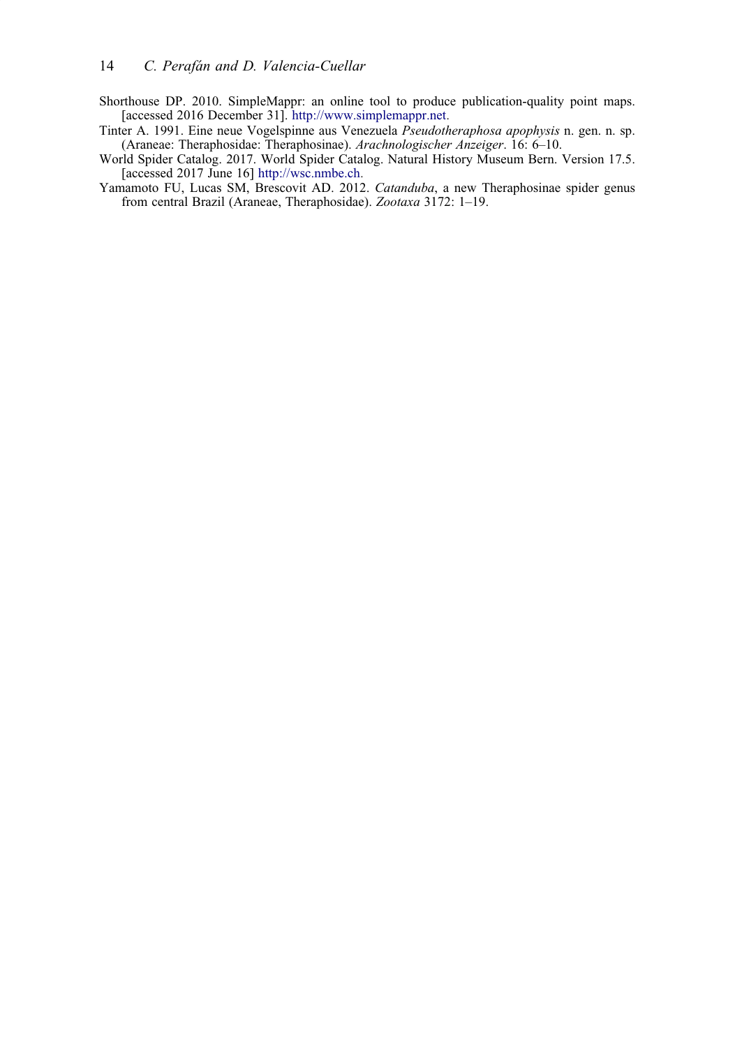Shorthouse DP. 2010. SimpleMappr: an online tool to produce publication-quality point maps. [accessed 2016 December 31]. http://www.simplemappr.net.

Tinter A. 1991. Eine neue Vogelspinne aus Venezuela *Pseudotheraphosa apophysis* n. gen. n. sp. (Araneae: Theraphosidae: Theraphosinae). *Arachnologischer Anzeiger*. 16: 6–10.

World Spider Catalog. 2017. World Spider Catalog. Natural History Museum Bern. Version 17.5. [accessed 2017 June 16] http://wsc.nmbe.ch.

Yamamoto FU, Lucas SM, Brescovit AD. 2012. *Catanduba*, a new Theraphosinae spider genus from central Brazil (Araneae, Theraphosidae). *Zootaxa* 3172: 1–19.